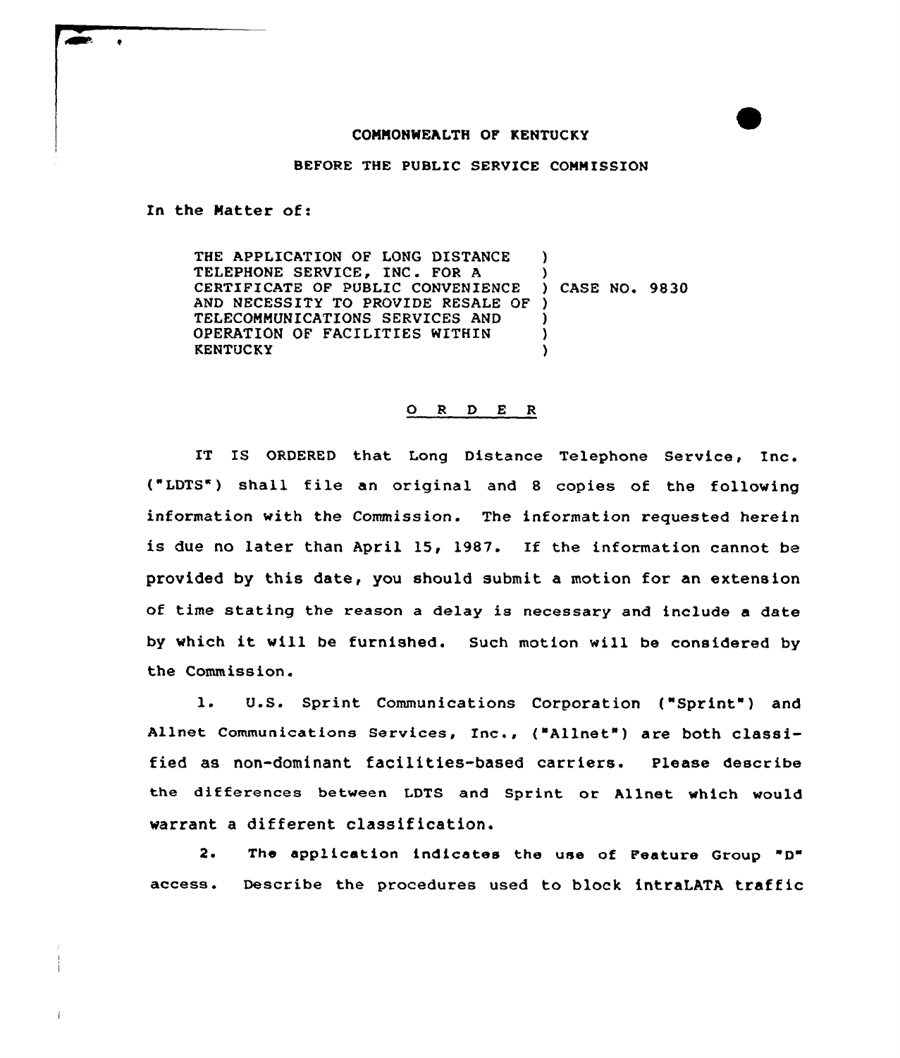COMMONWEALTH OF KENTUCKY

BEFORE THE PUBLIC SERVICE COMMISSION

In the Matter of:

| | | |
|---|---|---|
| THE APPLICATION OF LONG DISTANCE TELEPHONE SERVICE, INC. FOR A CERTIFICATE OF PUBLIC CONVENIENCE AND NECESSITY TO PROVIDE RESALE OF TELECOMMUNICATIONS SERVICES AND OPERATION OF FACILITIES WITHIN KENTUCKY | ) | CASE NO. 9830 |

## O R D E R

IT IS ORDERED that Long Distance Telephone Service, Inc. ("LDTS") shall file an original and 8 copies of the following information with the Commission. The information requested herein is due no later than April 15, 1987. If the information cannot be provided by this date, you should submit a motion for an extension of time stating the reason a delay is necessary and include a date by which it will be furnished. Such motion will be considered by the Commission.

1. U.S. Sprint Communications Corporation ("Sprint") and Allnet Communications Services, Inc., ("Allnet") are both classified as non-dominant facilities-based carriers. Please describe the differences between LDTS and Sprint or Allnet which would warrant a different classification.

2. The application indicates the use of Feature Group "D" access. Describe the procedures used to block intraLATA traffic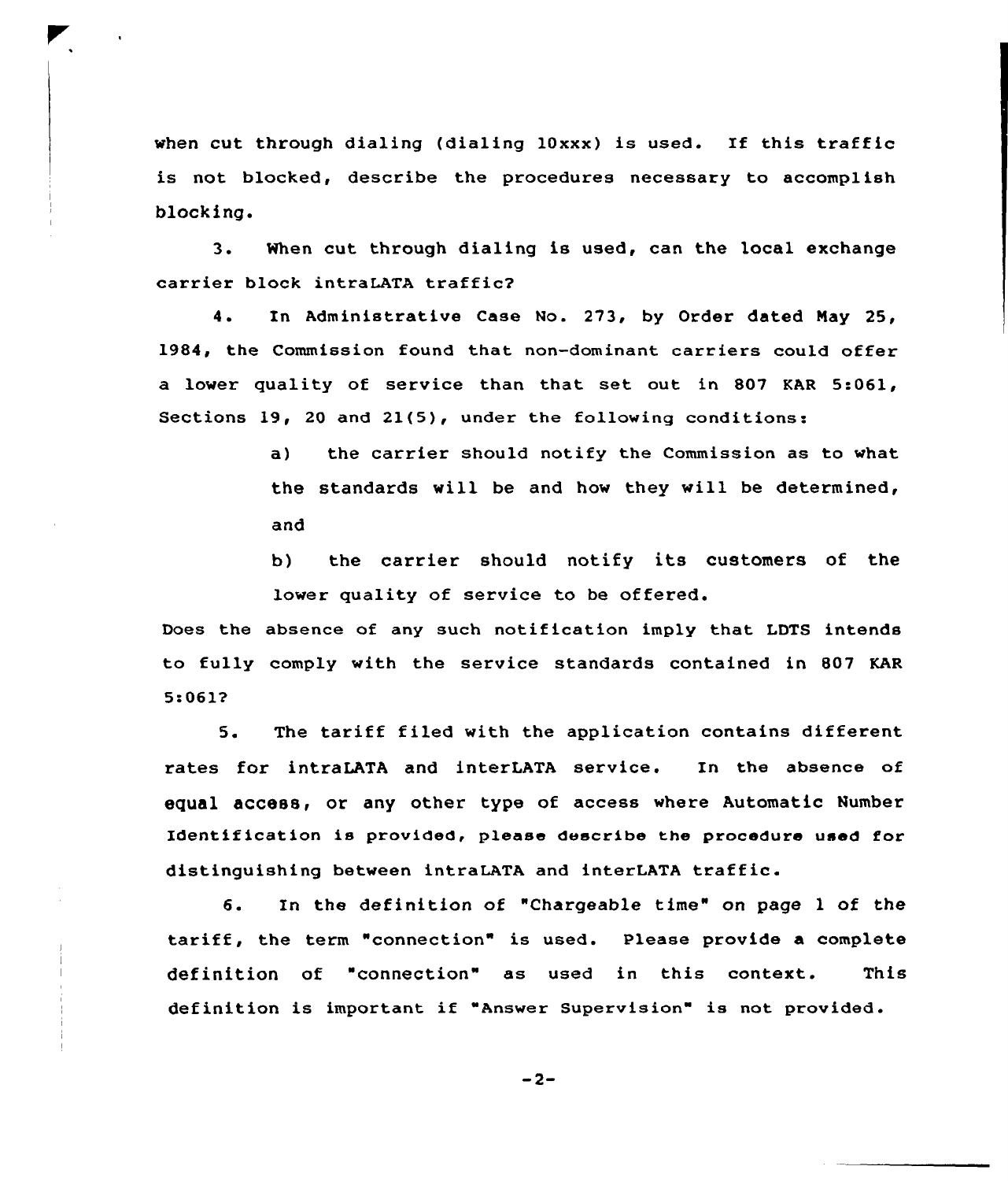when cut through dialing (dialing 10xxx) is used. If this traffic is not blocked, describe the procedures necessary to accomplish blocking.

3. When cut through dialing is used, can the local exchange carrier block intraLATA traffic?

4. In Administrative Case No. 273, by Order dated May 25, 1984, the Commission found that non-dominant carriers could offer a lower quality of service than that set out in 807 KAR 5:061, Sections 19, 20 and 21(5), under the following conditions:

> a) the carrier should notify the Commission as to what the standards will be and how they will be determined, and
>
> b) the carrier should notify its customers of the lower quality of service to be offered.

Does the absence of any such notification imply that LDTS intends to fully comply with the service standards contained in 807 KAR 5:061?

5. The tariff filed with the application contains different rates for intraLATA and interLATA service. In the absence of equal access, or any other type of access where Automatic Number Identification is provided, please describe the procedure used for distinguishing between intraLATA and interLATA traffic.

6. In the definition of "Chargeable time" on page 1 of the tariff, the term "connection" is used. Please provide a complete definition of "connection" as used in this context. This definition is important if "Answer Supervision" is not provided.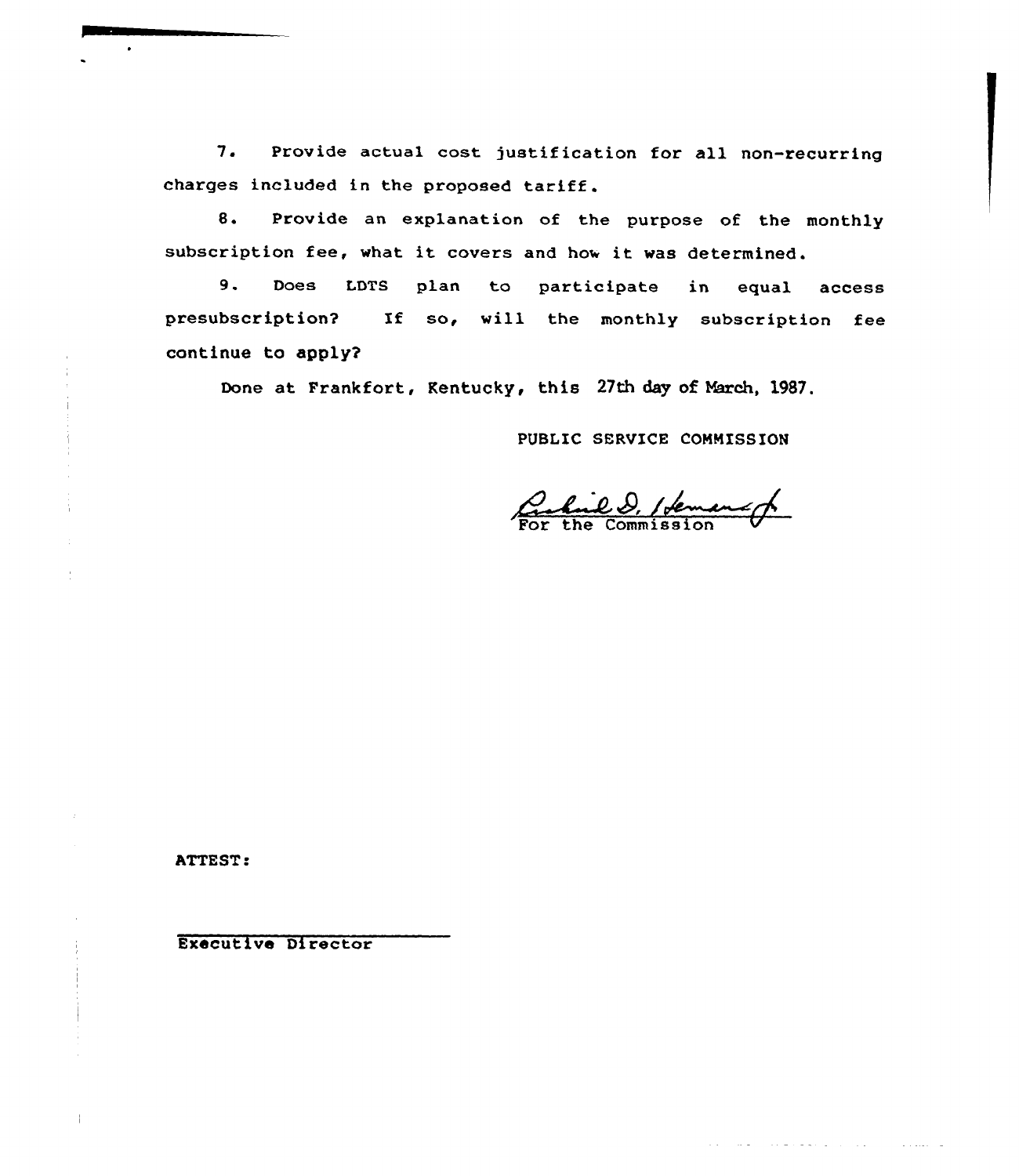7. Provide actual cost justification for all non-recurring charges included in the proposed tariff.

8. Provide an explanation of the purpose of the monthly subscription fee, what it covers and how it was determined.

9. Does LDTS plan to participate in equal access presubscription? If so, will the monthly subscription fee continue to apply?

Done at Frankfort, Kentucky, this 27th day of March, 1987.

PUBLIC SERVICE COMMISSION

For the Commission

ATTEST:

Executive Director